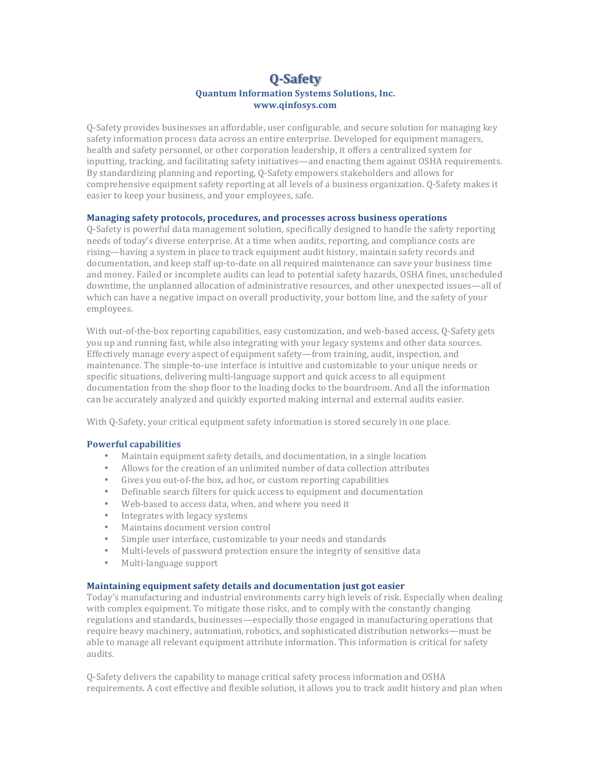# Q-Safety

**Quantum Information Systems Solutions, Inc.**
**www.qinfosys.com**

Q-Safety provides businesses an affordable, user configurable, and secure solution for managing key safety information process data across an entire enterprise. Developed for equipment managers, health and safety personnel, or other corporation leadership, it offers a centralized system for inputting, tracking, and facilitating safety initiatives—and enacting them against OSHA requirements. By standardizing planning and reporting, Q-Safety empowers stakeholders and allows for comprehensive equipment safety reporting at all levels of a business organization. Q-Safety makes it easier to keep your business, and your employees, safe.

### Managing safety protocols, procedures, and processes across business operations

Q-Safety is powerful data management solution, specifically designed to handle the safety reporting needs of today's diverse enterprise. At a time when audits, reporting, and compliance costs are rising—having a system in place to track equipment audit history, maintain safety records and documentation, and keep staff up-to-date on all required maintenance can save your business time and money. Failed or incomplete audits can lead to potential safety hazards, OSHA fines, unscheduled downtime, the unplanned allocation of administrative resources, and other unexpected issues—all of which can have a negative impact on overall productivity, your bottom line, and the safety of your employees.

With out-of-the-box reporting capabilities, easy customization, and web-based access, Q-Safety gets you up and running fast, while also integrating with your legacy systems and other data sources. Effectively manage every aspect of equipment safety—from training, audit, inspection, and maintenance. The simple-to-use interface is intuitive and customizable to your unique needs or specific situations, delivering multi-language support and quick access to all equipment documentation from the shop floor to the loading docks to the boardroom. And all the information can be accurately analyzed and quickly exported making internal and external audits easier.

With Q-Safety, your critical equipment safety information is stored securely in one place.

### Powerful capabilities

- Maintain equipment safety details, and documentation, in a single location
- Allows for the creation of an unlimited number of data collection attributes
- Gives you out-of-the box, ad hoc, or custom reporting capabilities
- Definable search filters for quick access to equipment and documentation
- Web-based to access data, when, and where you need it
- Integrates with legacy systems
- Maintains document version control
- Simple user interface, customizable to your needs and standards
- Multi-levels of password protection ensure the integrity of sensitive data
- Multi-language support

### Maintaining equipment safety details and documentation just got easier

Today's manufacturing and industrial environments carry high levels of risk. Especially when dealing with complex equipment. To mitigate those risks, and to comply with the constantly changing regulations and standards, businesses—especially those engaged in manufacturing operations that require heavy machinery, automation, robotics, and sophisticated distribution networks—must be able to manage all relevant equipment attribute information. This information is critical for safety audits.

Q-Safety delivers the capability to manage critical safety process information and OSHA requirements. A cost effective and flexible solution, it allows you to track audit history and plan when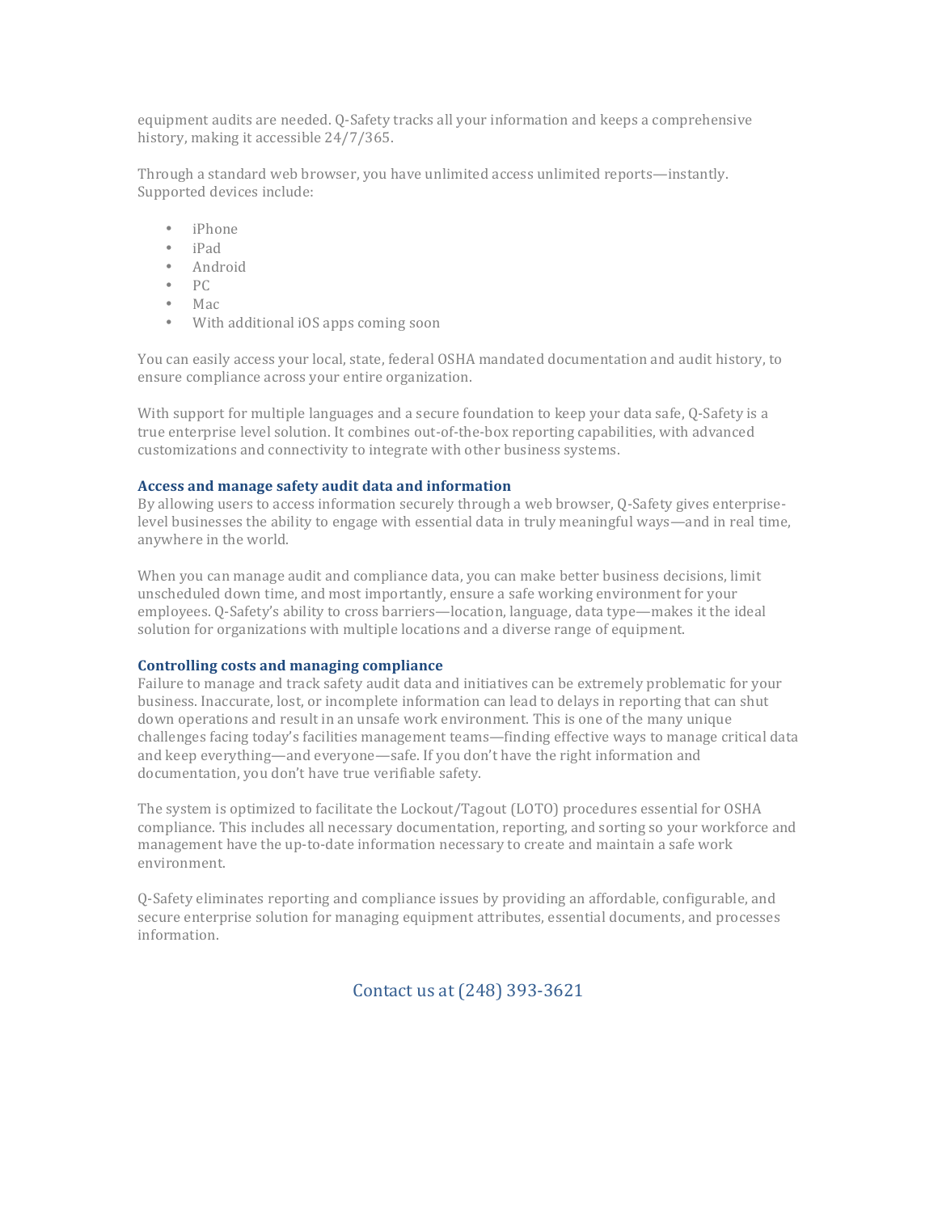equipment audits are needed. Q-Safety tracks all your information and keeps a comprehensive history, making it accessible 24/7/365.

Through a standard web browser, you have unlimited access unlimited reports—instantly. Supported devices include:

- iPhone
- iPad
- Android
- PC
- Mac
- With additional iOS apps coming soon

You can easily access your local, state, federal OSHA mandated documentation and audit history, to ensure compliance across your entire organization.

With support for multiple languages and a secure foundation to keep your data safe, Q-Safety is a true enterprise level solution. It combines out-of-the-box reporting capabilities, with advanced customizations and connectivity to integrate with other business systems.

### Access and manage safety audit data and information

By allowing users to access information securely through a web browser, Q-Safety gives enterprise-level businesses the ability to engage with essential data in truly meaningful ways—and in real time, anywhere in the world.

When you can manage audit and compliance data, you can make better business decisions, limit unscheduled down time, and most importantly, ensure a safe working environment for your employees. Q-Safety's ability to cross barriers—location, language, data type—makes it the ideal solution for organizations with multiple locations and a diverse range of equipment.

### Controlling costs and managing compliance

Failure to manage and track safety audit data and initiatives can be extremely problematic for your business. Inaccurate, lost, or incomplete information can lead to delays in reporting that can shut down operations and result in an unsafe work environment. This is one of the many unique challenges facing today's facilities management teams—finding effective ways to manage critical data and keep everything—and everyone—safe. If you don't have the right information and documentation, you don't have true verifiable safety.

The system is optimized to facilitate the Lockout/Tagout (LOTO) procedures essential for OSHA compliance. This includes all necessary documentation, reporting, and sorting so your workforce and management have the up-to-date information necessary to create and maintain a safe work environment.

Q-Safety eliminates reporting and compliance issues by providing an affordable, configurable, and secure enterprise solution for managing equipment attributes, essential documents, and processes information.

Contact us at (248) 393-3621